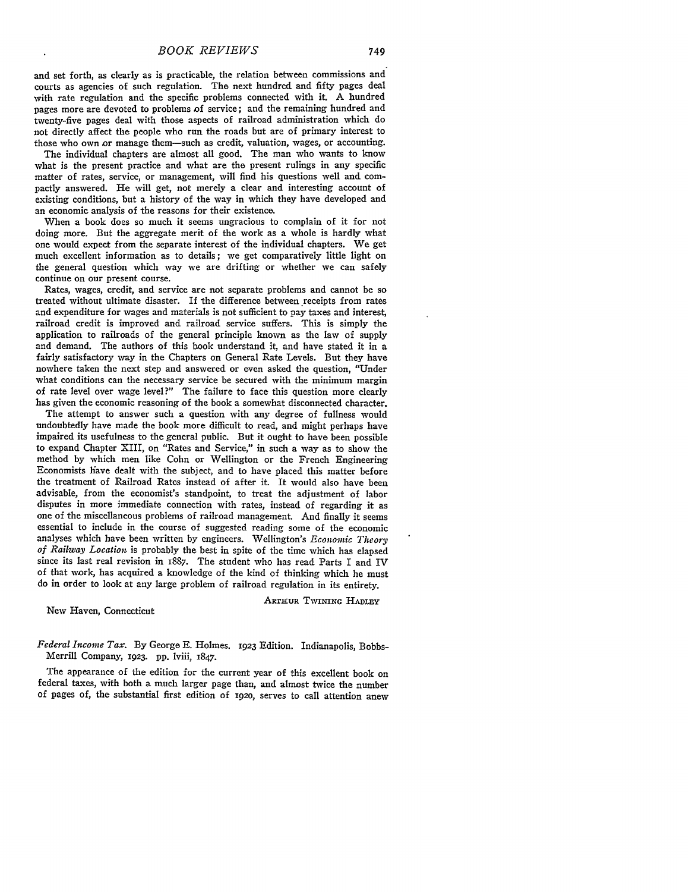and set forth, as clearly as is practicable, the relation between commissions and courts as agencies of such regulation. The next hundred and fifty pages deal with rate regulation and the specific problems connected with it. A hundred pages more are devoted to problems of service; and the remaining hundred and twenty-five pages deal with those aspects of railroad administration which do not directly affect the people who run the roads but are of primary interest to those who own or manage them—such as credit, valuation, wages, or accounting.

The individual chapters are almost all good. The man who wants to know what is the present practice and what are the present rulings in any specific matter of rates, service, or management, will find his questions well and compactly answered. He will get, not merely a clear and interesting account of existing conditions, but a history of the way in which they have developed and an economic analysis of the reasons for their existence.

When a book does so much it seems ungracious to complain of it for not doing more. But the aggregate merit of the work as a whole is hardly what one would expect from the separate interest of the individual chapters. We get much excellent information as to details; we get comparatively little light on the general question which way we are drifting or whether we can safely continue on our present course.

Rates, wages, credit, and service are not separate problems and cannot be so treated without ultimate disaster. If the difference between receipts from rates and expenditure for wages and materials is not sufficient to pay taxes and interest, railroad credit is improved and railroad service suffers. This is simply the application to railroads of the general principle known as the law of supply and demand. The authors of this book understand it, and have stated it in a fairly satisfactory way in the Chapters on General Rate Levels. But they have nowhere taken the next step and answered or even asked the question, "Under what conditions can the necessary service be secured with the minimum margin of rate level over wage level?" The failure to face this question more clearly has given the economic reasoning of the book a somewhat disconnected character.

The attempt to answer such a question with any degree of fullness would undoubtedly have made the book more difficult to read, and might perhaps have impaired its usefulness to the general public. But it ought to have been possible to expand Chapter XIII, on "Rates and Service," in such a way as to show the method by which men like Cohn or Wellington or the French Engineering Economists have dealt with the subject, and to have placed this matter before the treatment of Railroad Rates instead of after it. It would also have been advisable, from the economist's standpoint, to treat the adjustment of labor disputes in more immediate connection with rates, instead of regarding it as one of the miscellaneous problems of railroad management. And finally it seems essential to include in the course of suggested reading some of the economic analyses which have been written by engineers. Wellington's *Economic Theory of Railway Location* is probably the best in spite of the time which has elapsed since its last real revision in 1887. The student who has read Parts I and IV of that work, has acquired a knowledge of the kind of thinking which he must do in order to look at any large problem of railroad regulation in its entirety.

ARTHUR TWINING HADLEY

New Haven, Connecticut

*Federal Income Tax.* By George E. Holmes. 1923 Edition. Indianapolis, Bobbs-Merrill Company, 1923. pp. lviii, 1847.

The appearance of the edition for the current year of this excellent book on federal taxes, with both a much larger page than, and almost twice the number of pages of, the substantial first edition of 1920, serves to call attention anew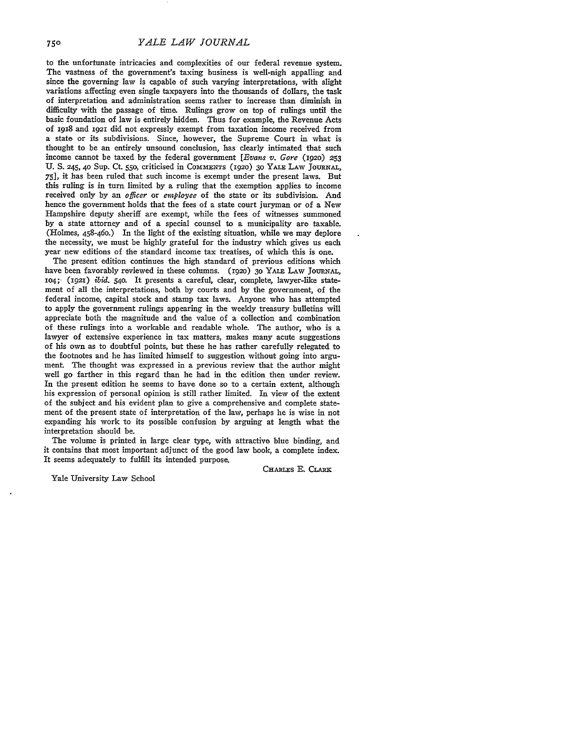to the unfortunate intricacies and complexities of our federal revenue system. The vastness of the government's taxing business is well-nigh appalling and since the governing law is capable of such varying interpretations, with slight variations affecting even single taxpayers into the thousands of dollars, the task of interpretation and administration seems rather to increase than diminish in difficulty with the passage of time. Rulings grow on top of rulings until the basic foundation of law is entirely hidden. Thus for example, the Revenue Acts of 1918 and 1921 did not expressly exempt from taxation income received from a state or its subdivisions. Since, however, the Supreme Court in what is thought to be an entirely unsound conclusion, has clearly intimated that such income cannot be taxed by the federal government [*Evans v. Gore* (1920) 253 U. S. 245, 40 Sup. Ct. 550, criticised in COMMENTS (1920) 30 YALE LAW JOURNAL, 75], it has been ruled that such income is exempt under the present laws. But this ruling is in turn limited by a ruling that the exemption applies to income received only by an *officer* or *employee* of the state or its subdivision. And hence the government holds that the fees of a state court juryman or of a New Hampshire deputy sheriff are exempt, while the fees of witnesses summoned by a state attorney and of a special counsel to a municipality are taxable. (Holmes, 458-460.) In the light of the existing situation, while we may deplore the necessity, we must be highly grateful for the industry which gives us each year new editions of the standard income tax treatises, of which this is one.

The present edition continues the high standard of previous editions which have been favorably reviewed in these columns. (1920) 30 YALE LAW JOURNAL, 104; (1921) *ibid.* 540. It presents a careful, clear, complete, lawyer-like statement of all the interpretations, both by courts and by the government, of the federal income, capital stock and stamp tax laws. Anyone who has attempted to apply the government rulings appearing in the weekly treasury bulletins will appreciate both the magnitude and the value of a collection and combination of these rulings into a workable and readable whole. The author, who is a lawyer of extensive experience in tax matters, makes many acute suggestions of his own as to doubtful points, but these he has rather carefully relegated to the footnotes and he has limited himself to suggestion without going into argument. The thought was expressed in a previous review that the author might well go farther in this regard than he had in the edition then under review. In the present edition he seems to have done so to a certain extent, although his expression of personal opinion is still rather limited. In view of the extent of the subject and his evident plan to give a comprehensive and complete statement of the present state of interpretation of the law, perhaps he is wise in not expanding his work to its possible confusion by arguing at length what the interpretation should be.

The volume is printed in large clear type, with attractive blue binding, and it contains that most important adjunct of the good law book, a complete index. It seems adequately to fulfill its intended purpose.

CHARLES E. CLARK

Yale University Law School